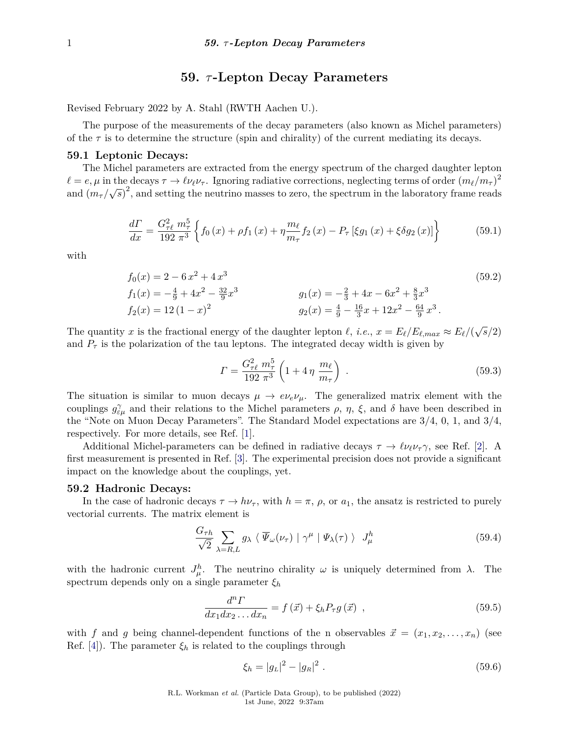# 59. $\tau$-Lepton Decay Parameters

Revised February 2022 by A. Stahl (RWTH Aachen U.).

The purpose of the measurements of the decay parameters (also known as Michel parameters) of the $\tau$ is to determine the structure (spin and chirality) of the current mediating its decays.

## 59.1 Leptonic Decays:

The Michel parameters are extracted from the energy spectrum of the charged daughter lepton $\ell = e, \mu$ in the decays $\tau \to \ell \nu_\ell \nu_\tau$. Ignoring radiative corrections, neglecting terms of order $(m_\ell/m_\tau)^2$ and $(m_\tau/\sqrt{s})^2$, and setting the neutrino masses to zero, the spectrum in the laboratory frame reads

$$\frac{d\Gamma}{dx} = \frac{G_{\tau\ell}^2\, m_\tau^5}{192\,\pi^3} \left\{ f_0(x) + \rho f_1(x) + \eta \frac{m_\ell}{m_\tau} f_2(x) - P_\tau \left[ \xi g_1(x) + \xi\delta g_2(x) \right] \right\} \tag{59.1}$$

with

$$\begin{aligned}
f_0(x) &= 2 - 6\,x^2 + 4\,x^3 \\
f_1(x) &= -\tfrac{4}{9} + 4x^2 - \tfrac{32}{9}x^3 \qquad & g_1(x) &= -\tfrac{2}{3} + 4x - 6x^2 + \tfrac{8}{3}x^3 \\
f_2(x) &= 12\,(1-x)^2 \qquad & g_2(x) &= \tfrac{4}{9} - \tfrac{16}{3}x + 12x^2 - \tfrac{64}{9}\,x^3 \,.
\end{aligned} \tag{59.2}$$

The quantity $x$ is the fractional energy of the daughter lepton $\ell$, *i.e.*, $x = E_\ell/E_{\ell,max} \approx E_\ell/(\sqrt{s}/2)$ and $P_\tau$ is the polarization of the tau leptons. The integrated decay width is given by

$$\Gamma = \frac{G_{\tau\ell}^2\, m_\tau^5}{192\,\pi^3} \left( 1 + 4\,\eta\,\frac{m_\ell}{m_\tau} \right) \,. \tag{59.3}$$

The situation is similar to muon decays $\mu \to e\nu_e\nu_\mu$. The generalized matrix element with the couplings $g^\gamma_{\varepsilon\mu}$ and their relations to the Michel parameters $\rho$, $\eta$, $\xi$, and $\delta$ have been described in the "Note on Muon Decay Parameters". The Standard Model expectations are 3/4, 0, 1, and 3/4, respectively. For more details, see Ref. [1].

Additional Michel-parameters can be defined in radiative decays $\tau \to \ell\nu_\ell\nu_\tau\gamma$, see Ref. [2]. A first measurement is presented in Ref. [3]. The experimental precision does not provide a significant impact on the knowledge about the couplings, yet.

## 59.2 Hadronic Decays:

In the case of hadronic decays $\tau \to h\nu_\tau$, with $h = \pi$, $\rho$, or $a_1$, the ansatz is restricted to purely vectorial currents. The matrix element is

$$\frac{G_{\tau h}}{\sqrt{2}} \sum_{\lambda=R,L} g_\lambda \, \langle \, \overline{\Psi}_\omega(\nu_\tau) \mid \gamma^\mu \mid \Psi_\lambda(\tau) \, \rangle \;\; J^h_\mu \tag{59.4}$$

with the hadronic current $J^h_\mu$. The neutrino chirality $\omega$ is uniquely determined from $\lambda$. The spectrum depends only on a single parameter $\xi_h$

$$\frac{d^n\Gamma}{dx_1 dx_2 \ldots dx_n} = f(\vec{x}) + \xi_h P_\tau g(\vec{x}) \;, \tag{59.5}$$

with $f$ and $g$ being channel-dependent functions of the n observables $\vec{x} = (x_1, x_2, \ldots, x_n)$ (see Ref. [4]). The parameter $\xi_h$ is related to the couplings through

$$\xi_h = |g_L|^2 - |g_R|^2 \,. \tag{59.6}$$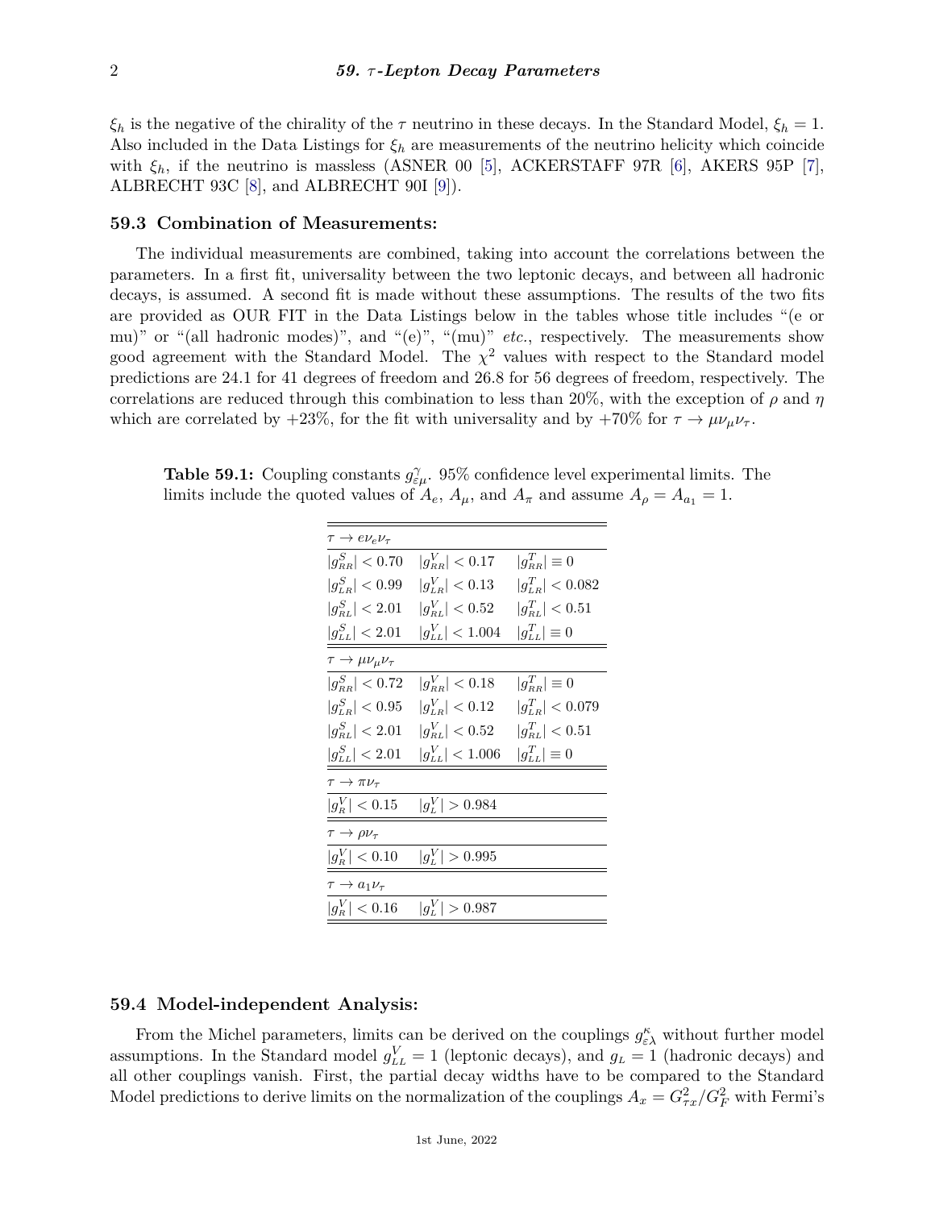$\xi_h$ is the negative of the chirality of the $\tau$ neutrino in these decays. In the Standard Model, $\xi_h = 1$. Also included in the Data Listings for $\xi_h$ are measurements of the neutrino helicity which coincide with $\xi_h$, if the neutrino is massless (ASNER 00 [5], ACKERSTAFF 97R [6], AKERS 95P [7], ALBRECHT 93C [8], and ALBRECHT 90I [9]).

## 59.3 Combination of Measurements:

The individual measurements are combined, taking into account the correlations between the parameters. In a first fit, universality between the two leptonic decays, and between all hadronic decays, is assumed. A second fit is made without these assumptions. The results of the two fits are provided as OUR FIT in the Data Listings below in the tables whose title includes "(e or mu)" or "(all hadronic modes)", and "(e)", "(mu)" *etc.*, respectively. The measurements show good agreement with the Standard Model. The $\chi^2$ values with respect to the Standard model predictions are 24.1 for 41 degrees of freedom and 26.8 for 56 degrees of freedom, respectively. The correlations are reduced through this combination to less than 20%, with the exception of $\rho$ and $\eta$ which are correlated by +23%, for the fit with universality and by +70% for $\tau \to \mu\nu_\mu\nu_\tau$.

**Table 59.1:** Coupling constants $g^{\gamma}_{\varepsilon\mu}$. 95% confidence level experimental limits. The limits include the quoted values of $A_e$, $A_\mu$, and $A_\pi$ and assume $A_\rho = A_{a_1} = 1$.

| $\tau \to e\nu_e\nu_\tau$ | | |
|---|---|---|
| $\lvert g^S_{RR}\rvert < 0.70$ | $\lvert g^V_{RR}\rvert < 0.17$ | $\lvert g^T_{RR}\rvert \equiv 0$ |
| $\lvert g^S_{LR}\rvert < 0.99$ | $\lvert g^V_{LR}\rvert < 0.13$ | $\lvert g^T_{LR}\rvert < 0.082$ |
| $\lvert g^S_{RL}\rvert < 2.01$ | $\lvert g^V_{RL}\rvert < 0.52$ | $\lvert g^T_{RL}\rvert < 0.51$ |
| $\lvert g^S_{LL}\rvert < 2.01$ | $\lvert g^V_{LL}\rvert < 1.004$ | $\lvert g^T_{LL}\rvert \equiv 0$ |
| $\tau \to \mu\nu_\mu\nu_\tau$ | | |
| $\lvert g^S_{RR}\rvert < 0.72$ | $\lvert g^V_{RR}\rvert < 0.18$ | $\lvert g^T_{RR}\rvert \equiv 0$ |
| $\lvert g^S_{LR}\rvert < 0.95$ | $\lvert g^V_{LR}\rvert < 0.12$ | $\lvert g^T_{LR}\rvert < 0.079$ |
| $\lvert g^S_{RL}\rvert < 2.01$ | $\lvert g^V_{RL}\rvert < 0.52$ | $\lvert g^T_{RL}\rvert < 0.51$ |
| $\lvert g^S_{LL}\rvert < 2.01$ | $\lvert g^V_{LL}\rvert < 1.006$ | $\lvert g^T_{LL}\rvert \equiv 0$ |
| $\tau \to \pi\nu_\tau$ | | |
| $\lvert g^V_R\rvert < 0.15$ | $\lvert g^V_L\rvert > 0.984$ | |
| $\tau \to \rho\nu_\tau$ | | |
| $\lvert g^V_R\rvert < 0.10$ | $\lvert g^V_L\rvert > 0.995$ | |
| $\tau \to a_1\nu_\tau$ | | |
| $\lvert g^V_R\rvert < 0.16$ | $\lvert g^V_L\rvert > 0.987$ | |

## 59.4 Model-independent Analysis:

From the Michel parameters, limits can be derived on the couplings $g^{\kappa}_{\varepsilon\lambda}$ without further model assumptions. In the Standard model $g^V_{LL} = 1$ (leptonic decays), and $g_L = 1$ (hadronic decays) and all other couplings vanish. First, the partial decay widths have to be compared to the Standard Model predictions to derive limits on the normalization of the couplings $A_x = G^2_{\tau x}/G^2_F$ with Fermi's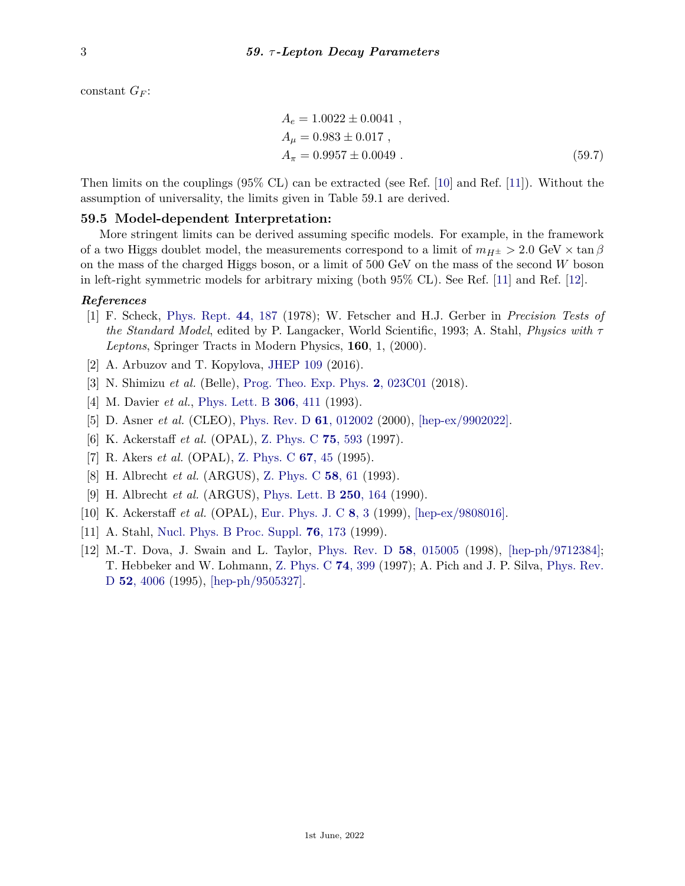constant $G_F$:

$$A_e = 1.0022 \pm 0.0041 \; ,$$
$$A_\mu = 0.983 \pm 0.017 \; ,$$
$$A_\pi = 0.9957 \pm 0.0049 \; . \tag{59.7}$$

Then limits on the couplings (95% CL) can be extracted (see Ref. [10] and Ref. [11]). Without the assumption of universality, the limits given in Table 59.1 are derived.

### 59.5 Model-dependent Interpretation:

More stringent limits can be derived assuming specific models. For example, in the framework of a two Higgs doublet model, the measurements correspond to a limit of $m_{H^\pm} > 2.0$ GeV $\times \tan\beta$ on the mass of the charged Higgs boson, or a limit of 500 GeV on the mass of the second $W$ boson in left-right symmetric models for arbitrary mixing (both 95% CL). See Ref. [11] and Ref. [12].

#### *References*

[1] F. Scheck, Phys. Rept. **44**, 187 (1978); W. Fetscher and H.J. Gerber in *Precision Tests of the Standard Model*, edited by P. Langacker, World Scientific, 1993; A. Stahl, *Physics with $\tau$ Leptons*, Springer Tracts in Modern Physics, **160**, 1, (2000).

[2] A. Arbuzov and T. Kopylova, JHEP 109 (2016).

[3] N. Shimizu *et al.* (Belle), Prog. Theo. Exp. Phys. **2**, 023C01 (2018).

[4] M. Davier *et al.*, Phys. Lett. B **306**, 411 (1993).

[5] D. Asner *et al.* (CLEO), Phys. Rev. D **61**, 012002 (2000), [hep-ex/9902022].

[6] K. Ackerstaff *et al.* (OPAL), Z. Phys. C **75**, 593 (1997).

[7] R. Akers *et al.* (OPAL), Z. Phys. C **67**, 45 (1995).

[8] H. Albrecht *et al.* (ARGUS), Z. Phys. C **58**, 61 (1993).

[9] H. Albrecht *et al.* (ARGUS), Phys. Lett. B **250**, 164 (1990).

[10] K. Ackerstaff *et al.* (OPAL), Eur. Phys. J. C **8**, 3 (1999), [hep-ex/9808016].

[11] A. Stahl, Nucl. Phys. B Proc. Suppl. **76**, 173 (1999).

[12] M.-T. Dova, J. Swain and L. Taylor, Phys. Rev. D **58**, 015005 (1998), [hep-ph/9712384]; T. Hebbeker and W. Lohmann, Z. Phys. C **74**, 399 (1997); A. Pich and J. P. Silva, Phys. Rev. D **52**, 4006 (1995), [hep-ph/9505327].